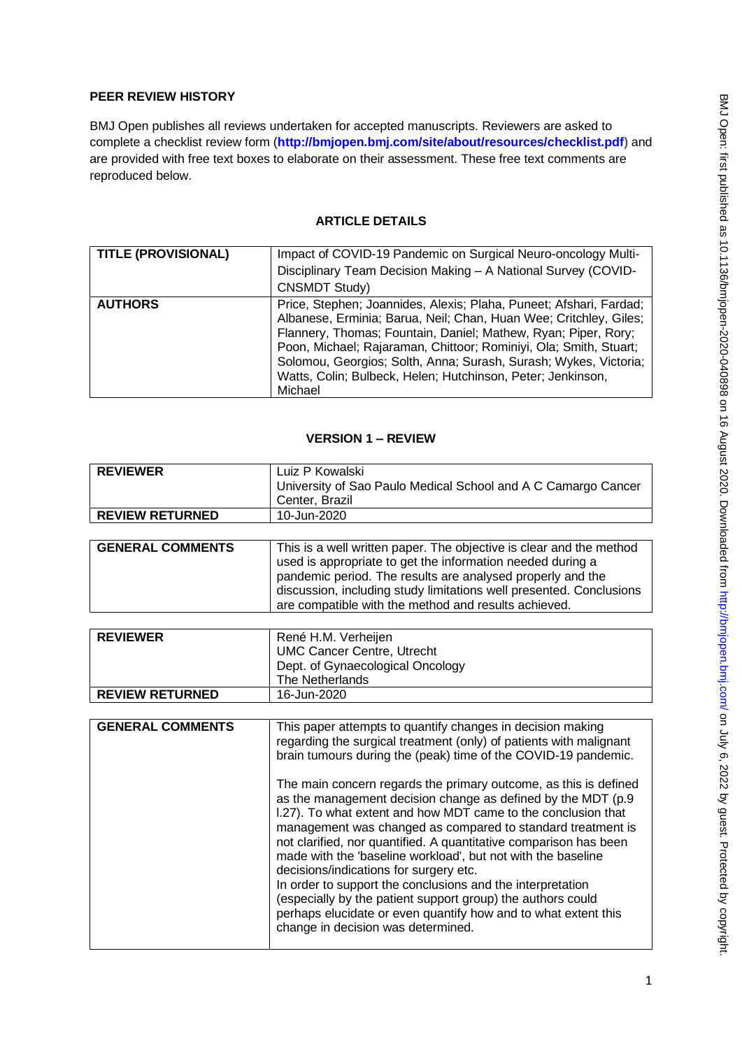**PEER REVIEW HISTORY**

BMJ Open publishes all reviews undertaken for accepted manuscripts. Reviewers are asked to complete a checklist review form (**http://bmjopen.bmj.com/site/about/resources/checklist.pdf**) and are provided with free text boxes to elaborate on their assessment. These free text comments are reproduced below.

**ARTICLE DETAILS**

| | |
|---|---|
| **TITLE (PROVISIONAL)** | Impact of COVID-19 Pandemic on Surgical Neuro-oncology Multi-Disciplinary Team Decision Making – A National Survey (COVID-CNSMDT Study) |
| **AUTHORS** | Price, Stephen; Joannides, Alexis; Plaha, Puneet; Afshari, Fardad; Albanese, Erminia; Barua, Neil; Chan, Huan Wee; Critchley, Giles; Flannery, Thomas; Fountain, Daniel; Mathew, Ryan; Piper, Rory; Poon, Michael; Rajaraman, Chittoor; Rominiyi, Ola; Smith, Stuart; Solomou, Georgios; Solth, Anna; Surash, Surash; Wykes, Victoria; Watts, Colin; Bulbeck, Helen; Hutchinson, Peter; Jenkinson, Michael |

**VERSION 1 – REVIEW**

| | |
|---|---|
| **REVIEWER** | Luiz P Kowalski<br>University of Sao Paulo Medical School and A C Camargo Cancer Center, Brazil |
| **REVIEW RETURNED** | 10-Jun-2020 |

| | |
|---|---|
| **GENERAL COMMENTS** | This is a well written paper. The objective is clear and the method used is appropriate to get the information needed during a pandemic period. The results are analysed properly and the discussion, including study limitations well presented. Conclusions are compatible with the method and results achieved. |

| | |
|---|---|
| **REVIEWER** | René H.M. Verheijen<br>UMC Cancer Centre, Utrecht<br>Dept. of Gynaecological Oncology<br>The Netherlands |
| **REVIEW RETURNED** | 16-Jun-2020 |

| | |
|---|---|
| **GENERAL COMMENTS** | This paper attempts to quantify changes in decision making regarding the surgical treatment (only) of patients with malignant brain tumours during the (peak) time of the COVID-19 pandemic.<br><br>The main concern regards the primary outcome, as this is defined as the management decision change as defined by the MDT (p.9 l.27). To what extent and how MDT came to the conclusion that management was changed as compared to standard treatment is not clarified, nor quantified. A quantitative comparison has been made with the 'baseline workload', but not with the baseline decisions/indications for surgery etc.<br>In order to support the conclusions and the interpretation (especially by the patient support group) the authors could perhaps elucidate or even quantify how and to what extent this change in decision was determined. |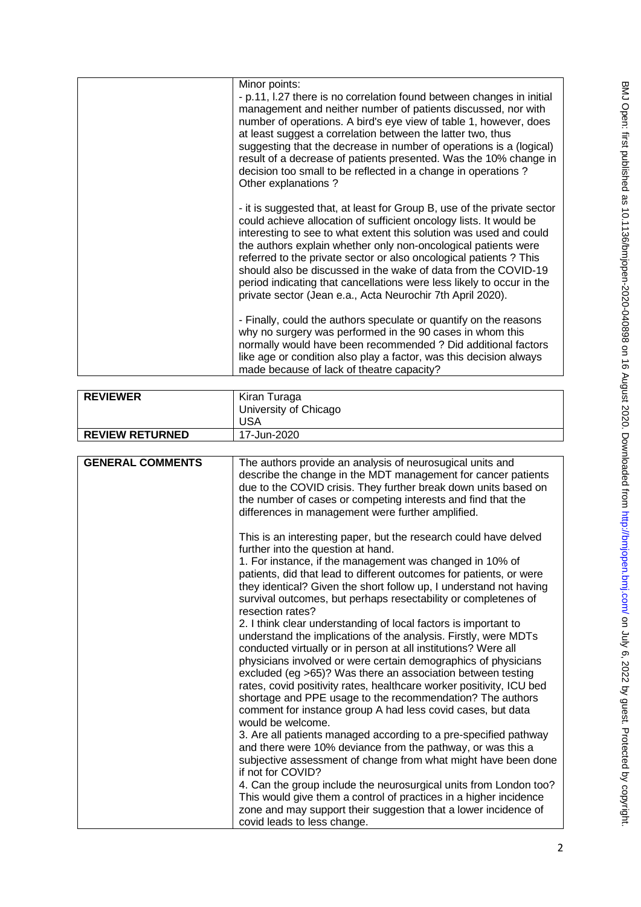| | |
|---|---|
| | Minor points:<br>- p.11, l.27 there is no correlation found between changes in initial management and neither number of patients discussed, nor with number of operations. A bird's eye view of table 1, however, does at least suggest a correlation between the latter two, thus suggesting that the decrease in number of operations is a (logical) result of a decrease of patients presented. Was the 10% change in decision too small to be reflected in a change in operations ? Other explanations ?<br><br>- it is suggested that, at least for Group B, use of the private sector could achieve allocation of sufficient oncology lists. It would be interesting to see to what extent this solution was used and could the authors explain whether only non-oncological patients were referred to the private sector or also oncological patients ? This should also be discussed in the wake of data from the COVID-19 period indicating that cancellations were less likely to occur in the private sector (Jean e.a., Acta Neurochir 7th April 2020).<br><br>- Finally, could the authors speculate or quantify on the reasons why no surgery was performed in the 90 cases in whom this normally would have been recommended ? Did additional factors like age or condition also play a factor, was this decision always made because of lack of theatre capacity? |

| | |
|---|---|
| **REVIEWER** | Kiran Turaga<br>University of Chicago<br>USA |
| **REVIEW RETURNED** | 17-Jun-2020 |

| | |
|---|---|
| **GENERAL COMMENTS** | The authors provide an analysis of neurosugical units and describe the change in the MDT management for cancer patients due to the COVID crisis. They further break down units based on the number of cases or competing interests and find that the differences in management were further amplified.<br><br>This is an interesting paper, but the research could have delved further into the question at hand.<br>1. For instance, if the management was changed in 10% of patients, did that lead to different outcomes for patients, or were they identical? Given the short follow up, I understand not having survival outcomes, but perhaps resectability or completenes of resection rates?<br>2. I think clear understanding of local factors is important to understand the implications of the analysis. Firstly, were MDTs conducted virtually or in person at all institutions? Were all physicians involved or were certain demographics of physicians excluded (eg >65)? Was there an association between testing rates, covid positivity rates, healthcare worker positivity, ICU bed shortage and PPE usage to the recommendation? The authors comment for instance group A had less covid cases, but data would be welcome.<br>3. Are all patients managed according to a pre-specified pathway and there were 10% deviance from the pathway, or was this a subjective assessment of change from what might have been done if not for COVID?<br>4. Can the group include the neurosurgical units from London too? This would give them a control of practices in a higher incidence zone and may support their suggestion that a lower incidence of covid leads to less change. |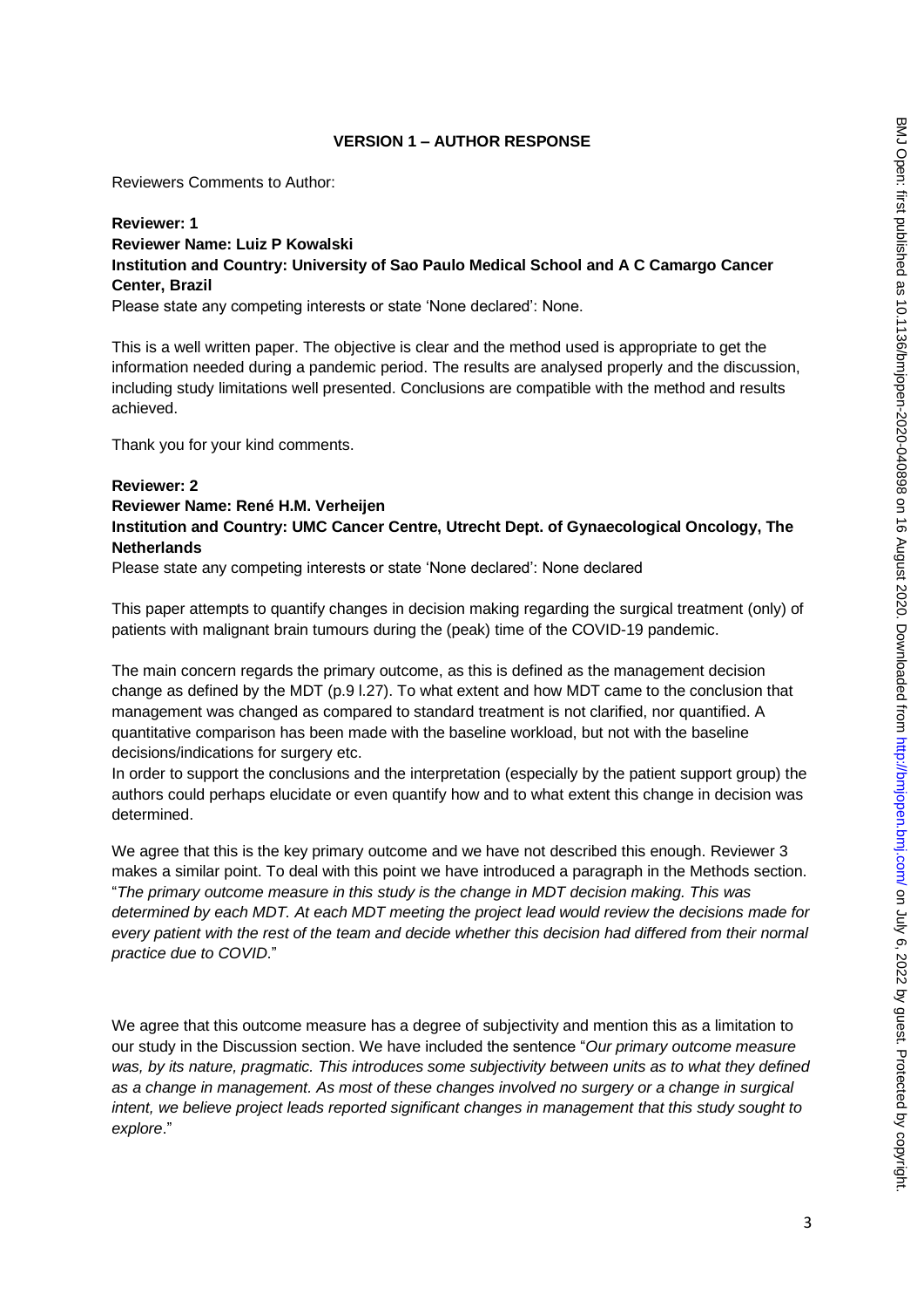**VERSION 1 – AUTHOR RESPONSE**

Reviewers Comments to Author:

**Reviewer: 1**
**Reviewer Name: Luiz P Kowalski**
**Institution and Country: University of Sao Paulo Medical School and A C Camargo Cancer Center, Brazil**
Please state any competing interests or state 'None declared': None.

This is a well written paper. The objective is clear and the method used is appropriate to get the information needed during a pandemic period. The results are analysed properly and the discussion, including study limitations well presented. Conclusions are compatible with the method and results achieved.

Thank you for your kind comments.

**Reviewer: 2**
**Reviewer Name: René H.M. Verheijen**
**Institution and Country: UMC Cancer Centre, Utrecht Dept. of Gynaecological Oncology, The Netherlands**
Please state any competing interests or state 'None declared': None declared

This paper attempts to quantify changes in decision making regarding the surgical treatment (only) of patients with malignant brain tumours during the (peak) time of the COVID-19 pandemic.

The main concern regards the primary outcome, as this is defined as the management decision change as defined by the MDT (p.9 l.27). To what extent and how MDT came to the conclusion that management was changed as compared to standard treatment is not clarified, nor quantified. A quantitative comparison has been made with the baseline workload, but not with the baseline decisions/indications for surgery etc.
In order to support the conclusions and the interpretation (especially by the patient support group) the authors could perhaps elucidate or even quantify how and to what extent this change in decision was determined.

We agree that this is the key primary outcome and we have not described this enough. Reviewer 3 makes a similar point. To deal with this point we have introduced a paragraph in the Methods section. "*The primary outcome measure in this study is the change in MDT decision making. This was determined by each MDT. At each MDT meeting the project lead would review the decisions made for every patient with the rest of the team and decide whether this decision had differed from their normal practice due to COVID*."

We agree that this outcome measure has a degree of subjectivity and mention this as a limitation to our study in the Discussion section. We have included the sentence "*Our primary outcome measure was, by its nature, pragmatic. This introduces some subjectivity between units as to what they defined as a change in management. As most of these changes involved no surgery or a change in surgical intent, we believe project leads reported significant changes in management that this study sought to explore*."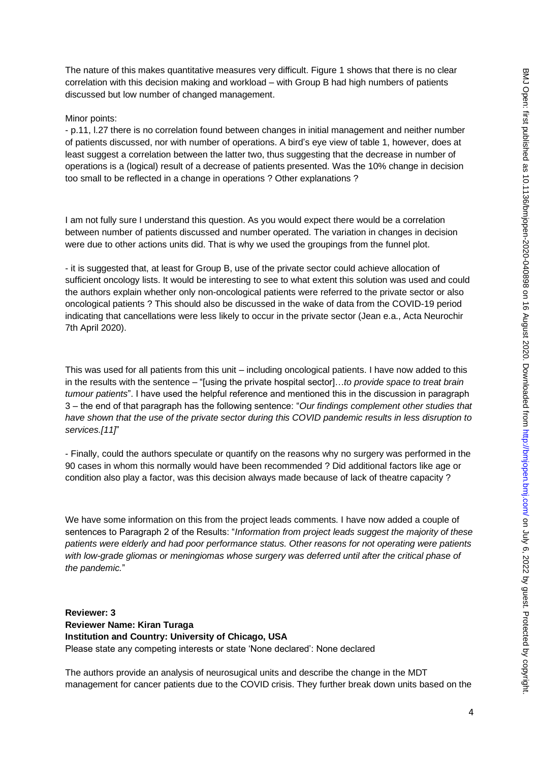The nature of this makes quantitative measures very difficult. Figure 1 shows that there is no clear correlation with this decision making and workload – with Group B had high numbers of patients discussed but low number of changed management.

Minor points:

- p.11, l.27 there is no correlation found between changes in initial management and neither number of patients discussed, nor with number of operations. A bird's eye view of table 1, however, does at least suggest a correlation between the latter two, thus suggesting that the decrease in number of operations is a (logical) result of a decrease of patients presented. Was the 10% change in decision too small to be reflected in a change in operations ? Other explanations ?

I am not fully sure I understand this question. As you would expect there would be a correlation between number of patients discussed and number operated. The variation in changes in decision were due to other actions units did. That is why we used the groupings from the funnel plot.

- it is suggested that, at least for Group B, use of the private sector could achieve allocation of sufficient oncology lists. It would be interesting to see to what extent this solution was used and could the authors explain whether only non-oncological patients were referred to the private sector or also oncological patients ? This should also be discussed in the wake of data from the COVID-19 period indicating that cancellations were less likely to occur in the private sector (Jean e.a., Acta Neurochir 7th April 2020).

This was used for all patients from this unit – including oncological patients. I have now added to this in the results with the sentence – "[using the private hospital sector]…*to provide space to treat brain tumour patients*". I have used the helpful reference and mentioned this in the discussion in paragraph 3 – the end of that paragraph has the following sentence: "*Our findings complement other studies that have shown that the use of the private sector during this COVID pandemic results in less disruption to services.[11]*"

- Finally, could the authors speculate or quantify on the reasons why no surgery was performed in the 90 cases in whom this normally would have been recommended ? Did additional factors like age or condition also play a factor, was this decision always made because of lack of theatre capacity ?

We have some information on this from the project leads comments. I have now added a couple of sentences to Paragraph 2 of the Results: "*Information from project leads suggest the majority of these patients were elderly and had poor performance status. Other reasons for not operating were patients with low-grade gliomas or meningiomas whose surgery was deferred until after the critical phase of the pandemic.*"

**Reviewer: 3**
**Reviewer Name: Kiran Turaga**
**Institution and Country: University of Chicago, USA**
Please state any competing interests or state 'None declared': None declared

The authors provide an analysis of neurosugical units and describe the change in the MDT management for cancer patients due to the COVID crisis. They further break down units based on the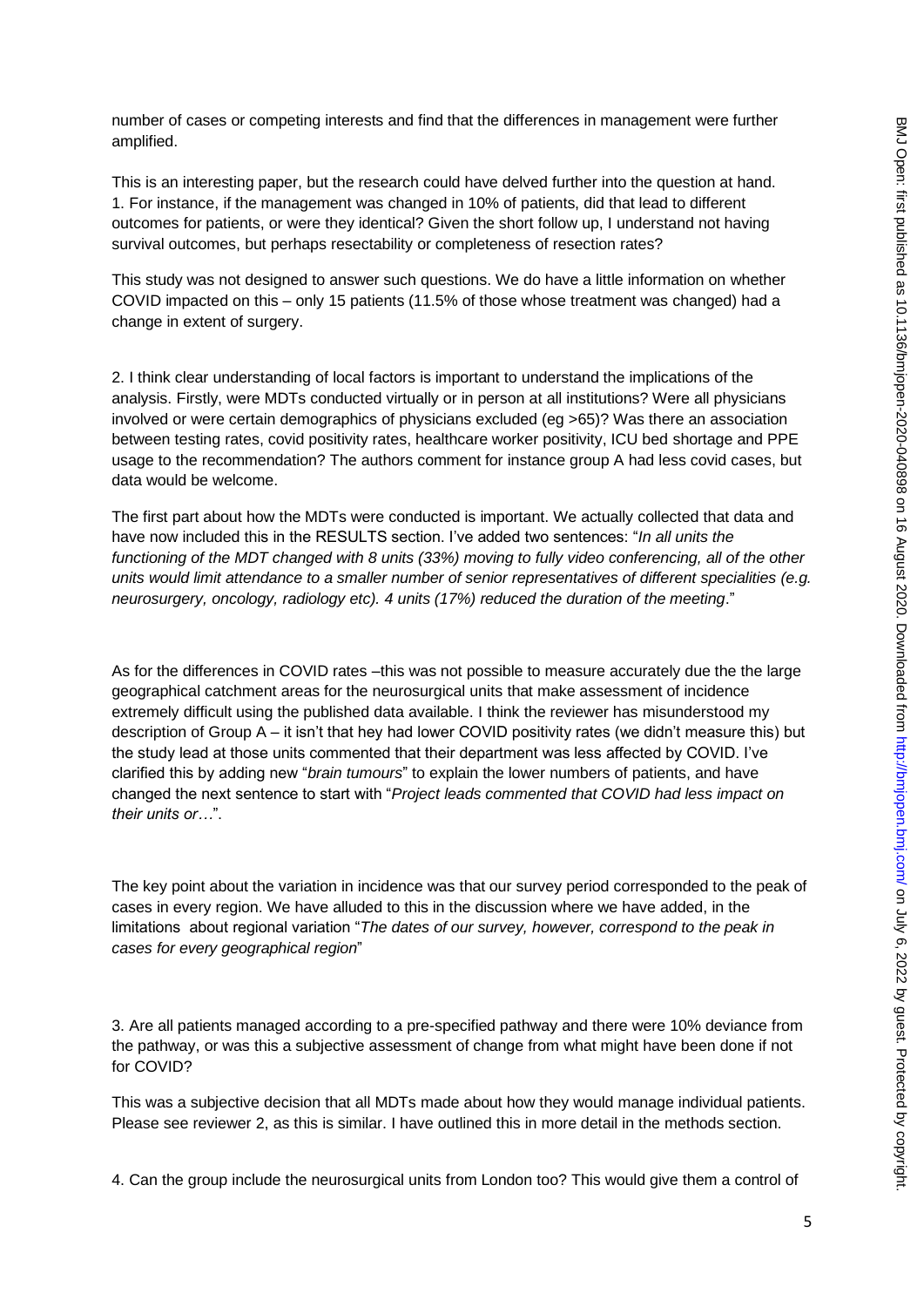number of cases or competing interests and find that the differences in management were further amplified.

This is an interesting paper, but the research could have delved further into the question at hand. 1. For instance, if the management was changed in 10% of patients, did that lead to different outcomes for patients, or were they identical? Given the short follow up, I understand not having survival outcomes, but perhaps resectability or completeness of resection rates?

This study was not designed to answer such questions. We do have a little information on whether COVID impacted on this – only 15 patients (11.5% of those whose treatment was changed) had a change in extent of surgery.

2. I think clear understanding of local factors is important to understand the implications of the analysis. Firstly, were MDTs conducted virtually or in person at all institutions? Were all physicians involved or were certain demographics of physicians excluded (eg >65)? Was there an association between testing rates, covid positivity rates, healthcare worker positivity, ICU bed shortage and PPE usage to the recommendation? The authors comment for instance group A had less covid cases, but data would be welcome.

The first part about how the MDTs were conducted is important. We actually collected that data and have now included this in the RESULTS section. I've added two sentences: "*In all units the functioning of the MDT changed with 8 units (33%) moving to fully video conferencing, all of the other units would limit attendance to a smaller number of senior representatives of different specialities (e.g. neurosurgery, oncology, radiology etc). 4 units (17%) reduced the duration of the meeting*."

As for the differences in COVID rates –this was not possible to measure accurately due the the large geographical catchment areas for the neurosurgical units that make assessment of incidence extremely difficult using the published data available. I think the reviewer has misunderstood my description of Group A – it isn't that hey had lower COVID positivity rates (we didn't measure this) but the study lead at those units commented that their department was less affected by COVID. I've clarified this by adding new "*brain tumours*" to explain the lower numbers of patients, and have changed the next sentence to start with "*Project leads commented that COVID had less impact on their units or*…".

The key point about the variation in incidence was that our survey period corresponded to the peak of cases in every region. We have alluded to this in the discussion where we have added, in the limitations about regional variation "*The dates of our survey, however, correspond to the peak in cases for every geographical region*"

3. Are all patients managed according to a pre-specified pathway and there were 10% deviance from the pathway, or was this a subjective assessment of change from what might have been done if not for COVID?

This was a subjective decision that all MDTs made about how they would manage individual patients. Please see reviewer 2, as this is similar. I have outlined this in more detail in the methods section.

4. Can the group include the neurosurgical units from London too? This would give them a control of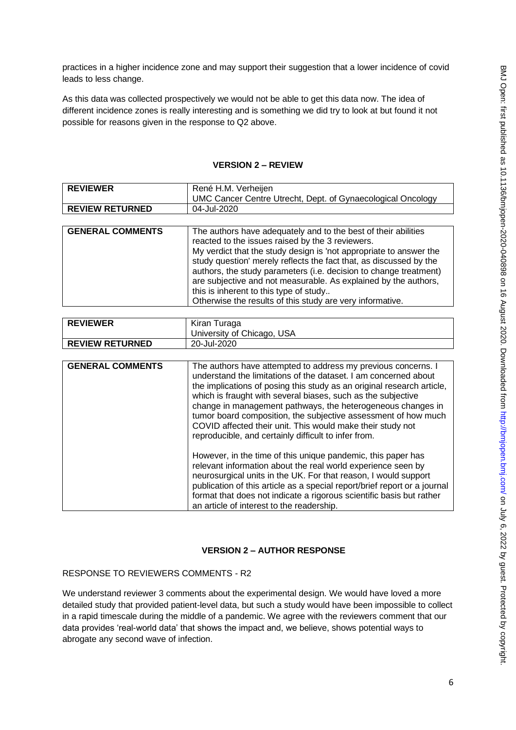practices in a higher incidence zone and may support their suggestion that a lower incidence of covid leads to less change.

As this data was collected prospectively we would not be able to get this data now. The idea of different incidence zones is really interesting and is something we did try to look at but found it not possible for reasons given in the response to Q2 above.

## VERSION 2 – REVIEW

| REVIEWER | René H.M. Verheijen<br>UMC Cancer Centre Utrecht, Dept. of Gynaecological Oncology |
|---|---|
| REVIEW RETURNED | 04-Jul-2020 |

| GENERAL COMMENTS | The authors have adequately and to the best of their abilities reacted to the issues raised by the 3 reviewers.<br>My verdict that the study design is 'not appropriate to answer the study question' merely reflects the fact that, as discussed by the authors, the study parameters (i.e. decision to change treatment) are subjective and not measurable. As explained by the authors, this is inherent to this type of study..<br>Otherwise the results of this study are very informative. |
|---|---|

| REVIEWER | Kiran Turaga<br>University of Chicago, USA |
|---|---|
| REVIEW RETURNED | 20-Jul-2020 |

| GENERAL COMMENTS | The authors have attempted to address my previous concerns. I understand the limitations of the dataset. I am concerned about the implications of posing this study as an original research article, which is fraught with several biases, such as the subjective change in management pathways, the heterogeneous changes in tumor board composition, the subjective assessment of how much COVID affected their unit. This would make their study not reproducible, and certainly difficult to infer from.<br><br>However, in the time of this unique pandemic, this paper has relevant information about the real world experience seen by neurosurgical units in the UK. For that reason, I would support publication of this article as a special report/brief report or a journal format that does not indicate a rigorous scientific basis but rather an article of interest to the readership. |
|---|---|

## VERSION 2 – AUTHOR RESPONSE

RESPONSE TO REVIEWERS COMMENTS - R2

We understand reviewer 3 comments about the experimental design. We would have loved a more detailed study that provided patient-level data, but such a study would have been impossible to collect in a rapid timescale during the middle of a pandemic. We agree with the reviewers comment that our data provides 'real-world data' that shows the impact and, we believe, shows potential ways to abrogate any second wave of infection.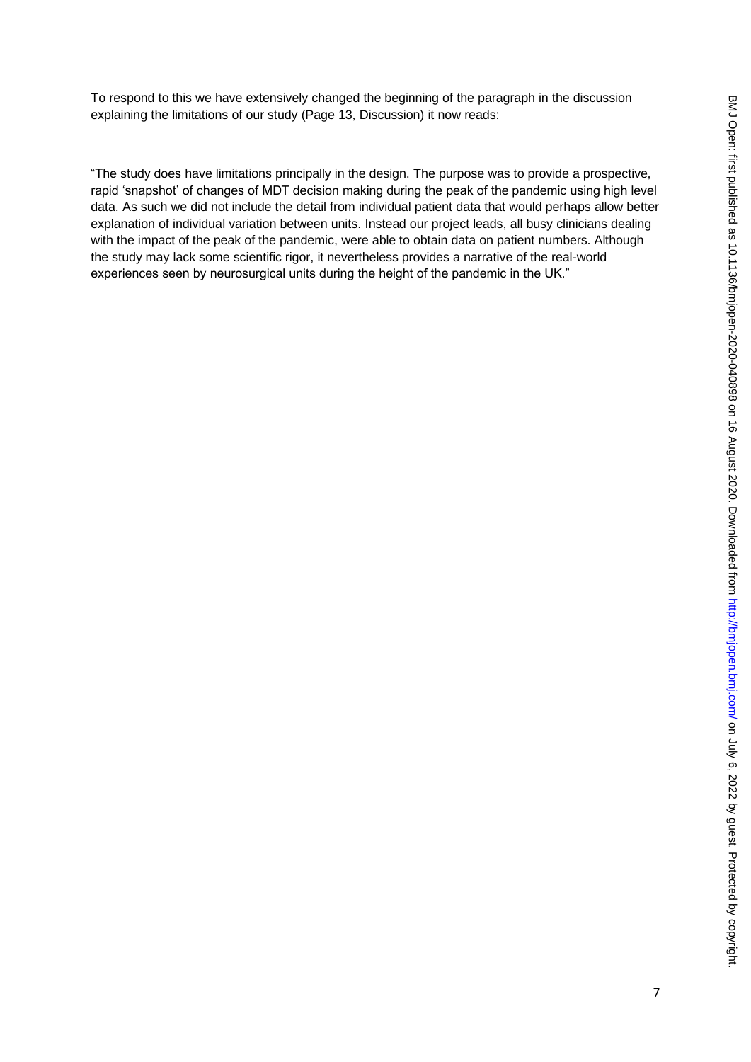To respond to this we have extensively changed the beginning of the paragraph in the discussion explaining the limitations of our study (Page 13, Discussion) it now reads:

"The study does have limitations principally in the design. The purpose was to provide a prospective, rapid 'snapshot' of changes of MDT decision making during the peak of the pandemic using high level data. As such we did not include the detail from individual patient data that would perhaps allow better explanation of individual variation between units. Instead our project leads, all busy clinicians dealing with the impact of the peak of the pandemic, were able to obtain data on patient numbers. Although the study may lack some scientific rigor, it nevertheless provides a narrative of the real-world experiences seen by neurosurgical units during the height of the pandemic in the UK."